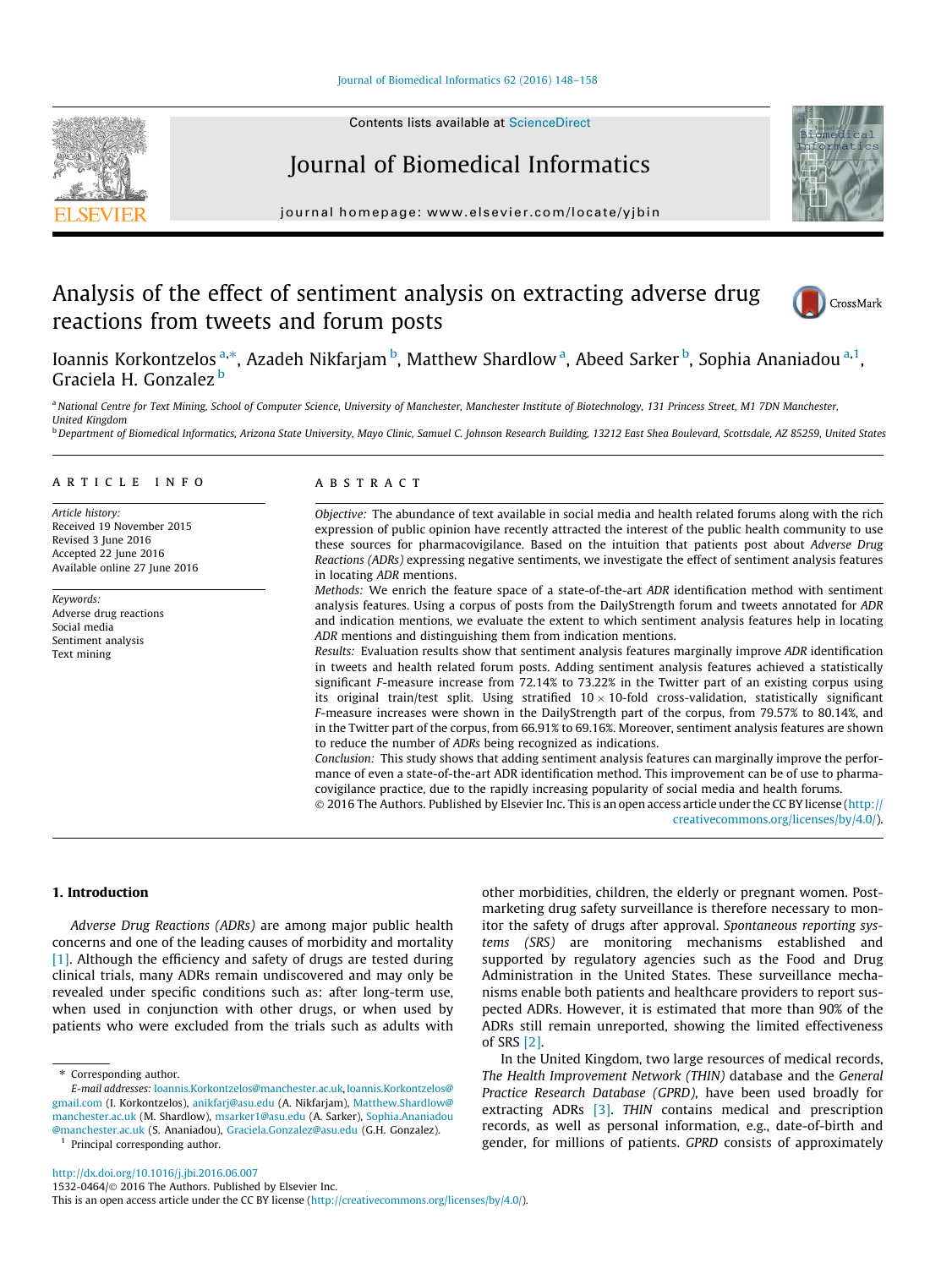# Analysis of the effect of sentiment analysis on extracting adverse drug reactions from tweets and forum posts

Ioannis Korkontzelos [a,*], Azadeh Nikfarjam [b], Matthew Shardlow [a], Abeed Sarker [b], Sophia Ananiadou [a,1], Graciela H. Gonzalez [b]

[a] National Centre for Text Mining, School of Computer Science, University of Manchester, Manchester Institute of Biotechnology, 131 Princess Street, M1 7DN Manchester, United Kingdom

[b] Department of Biomedical Informatics, Arizona State University, Mayo Clinic, Samuel C. Johnson Research Building, 13212 East Shea Boulevard, Scottsdale, AZ 85259, United States

## ARTICLE INFO

*Article history:*
Received 19 November 2015
Revised 3 June 2016
Accepted 22 June 2016
Available online 27 June 2016

*Keywords:*
Adverse drug reactions
Social media
Sentiment analysis
Text mining

## ABSTRACT

*Objective:* The abundance of text available in social media and health related forums along with the rich expression of public opinion have recently attracted the interest of the public health community to use these sources for pharmacovigilance. Based on the intuition that patients post about *Adverse Drug Reactions (ADRs)* expressing negative sentiments, we investigate the effect of sentiment analysis features in locating *ADR* mentions.

*Methods:* We enrich the feature space of a state-of-the-art *ADR* identification method with sentiment analysis features. Using a corpus of posts from the DailyStrength forum and tweets annotated for *ADR* and indication mentions, we evaluate the extent to which sentiment analysis features help in locating *ADR* mentions and distinguishing them from indication mentions.

*Results:* Evaluation results show that sentiment analysis features marginally improve *ADR* identification in tweets and health related forum posts. Adding sentiment analysis features achieved a statistically significant *F*-measure increase from 72.14% to 73.22% in the Twitter part of an existing corpus using its original train/test split. Using stratified $10 \times 10$-fold cross-validation, statistically significant *F*-measure increases were shown in the DailyStrength part of the corpus, from 79.57% to 80.14%, and in the Twitter part of the corpus, from 66.91% to 69.16%. Moreover, sentiment analysis features are shown to reduce the number of *ADRs* being recognized as indications.

*Conclusion:* This study shows that adding sentiment analysis features can marginally improve the performance of even a state-of-the-art ADR identification method. This improvement can be of use to pharmacovigilance practice, due to the rapidly increasing popularity of social media and health forums.

© 2016 The Authors. Published by Elsevier Inc. This is an open access article under the CC BY license (http://creativecommons.org/licenses/by/4.0/).

## 1. Introduction

*Adverse Drug Reactions (ADRs)* are among major public health concerns and one of the leading causes of morbidity and mortality [1]. Although the efficiency and safety of drugs are tested during clinical trials, many ADRs remain undiscovered and may only be revealed under specific conditions such as: after long-term use, when used in conjunction with other drugs, or when used by patients who were excluded from the trials such as adults with other morbidities, children, the elderly or pregnant women. Post-marketing drug safety surveillance is therefore necessary to monitor the safety of drugs after approval. *Spontaneous reporting systems (SRS)* are monitoring mechanisms established and supported by regulatory agencies such as the Food and Drug Administration in the United States. These surveillance mechanisms enable both patients and healthcare providers to report suspected ADRs. However, it is estimated that more than 90% of the ADRs still remain unreported, showing the limited effectiveness of SRS [2].

In the United Kingdom, two large resources of medical records, *The Health Improvement Network (THIN)* database and the *General Practice Research Database (GPRD)*, have been used broadly for extracting ADRs [3]. *THIN* contains medical and prescription records, as well as personal information, e.g., date-of-birth and gender, for millions of patients. *GPRD* consists of approximately

* Corresponding author.
*E-mail addresses:* Ioannis.Korkontzelos@manchester.ac.uk, Ioannis.Korkontzelos@gmail.com (I. Korkontzelos), anikfarj@asu.edu (A. Nikfarjam), Matthew.Shardlow@manchester.ac.uk (M. Shardlow), msarker1@asu.edu (A. Sarker), Sophia.Ananiadou@manchester.ac.uk (S. Ananiadou), Graciela.Gonzalez@asu.edu (G.H. Gonzalez).
[1] Principal corresponding author.

http://dx.doi.org/10.1016/j.jbi.2016.06.007
1532-0464/© 2016 The Authors. Published by Elsevier Inc.
This is an open access article under the CC BY license (http://creativecommons.org/licenses/by/4.0/).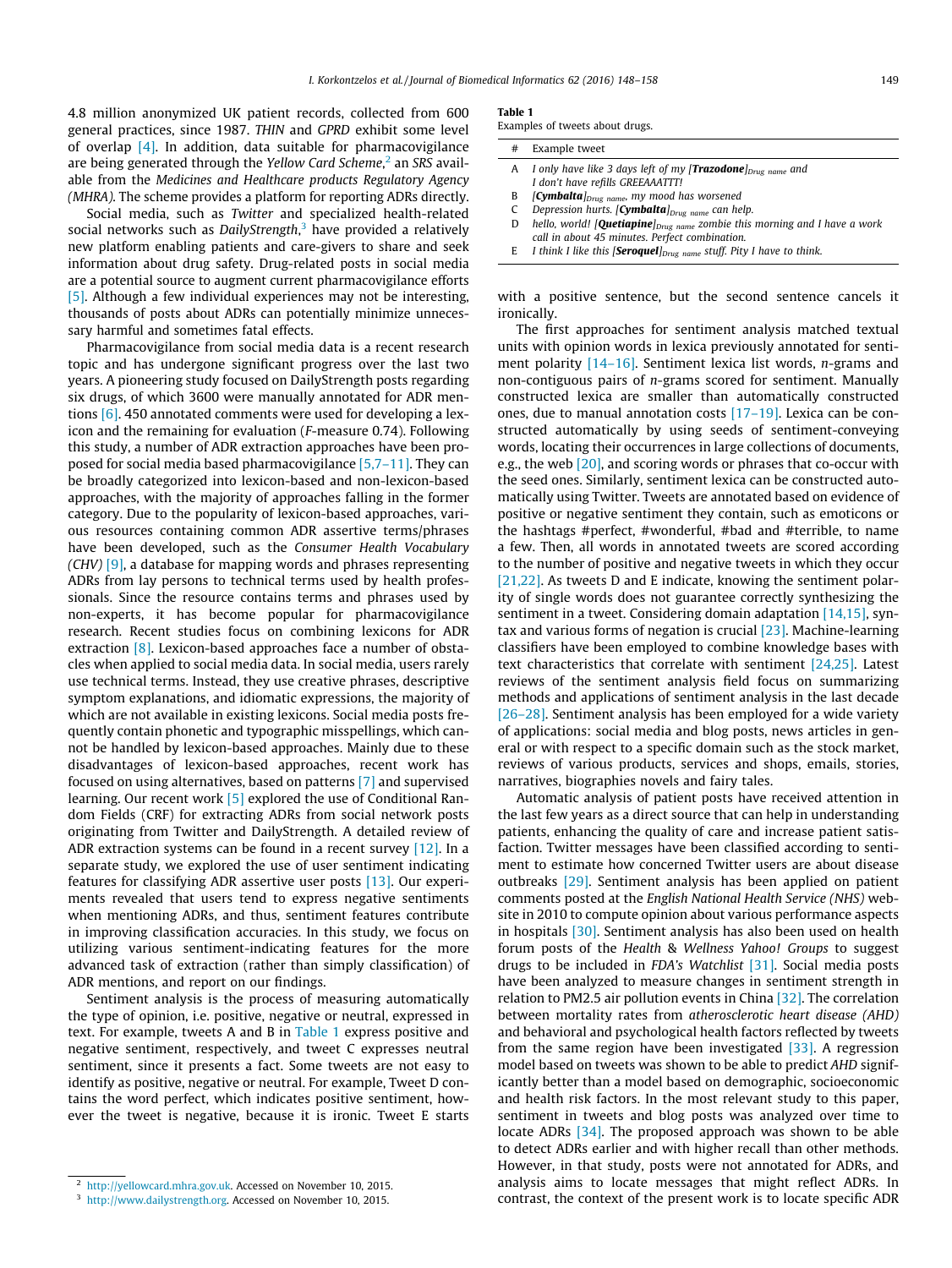4.8 million anonymized UK patient records, collected from 600 general practices, since 1987. *THIN* and *GPRD* exhibit some level of overlap [4]. In addition, data suitable for pharmacovigilance are being generated through the *Yellow Card Scheme*,[2] an *SRS* available from the *Medicines and Healthcare products Regulatory Agency (MHRA)*. The scheme provides a platform for reporting ADRs directly.

Social media, such as *Twitter* and specialized health-related social networks such as *DailyStrength*,[3] have provided a relatively new platform enabling patients and care-givers to share and seek information about drug safety. Drug-related posts in social media are a potential source to augment current pharmacovigilance efforts [5]. Although a few individual experiences may not be interesting, thousands of posts about ADRs can potentially minimize unnecessary harmful and sometimes fatal effects.

Pharmacovigilance from social media data is a recent research topic and has undergone significant progress over the last two years. A pioneering study focused on DailyStrength posts regarding six drugs, of which 3600 were manually annotated for ADR mentions [6]. 450 annotated comments were used for developing a lexicon and the remaining for evaluation (*F*-measure 0.74). Following this study, a number of ADR extraction approaches have been proposed for social media based pharmacovigilance [5,7–11]. They can be broadly categorized into lexicon-based and non-lexicon-based approaches, with the majority of approaches falling in the former category. Due to the popularity of lexicon-based approaches, various resources containing common ADR assertive terms/phrases have been developed, such as the *Consumer Health Vocabulary (CHV)* [9], a database for mapping words and phrases representing ADRs from lay persons to technical terms used by health professionals. Since the resource contains terms and phrases used by non-experts, it has become popular for pharmacovigilance research. Recent studies focus on combining lexicons for ADR extraction [8]. Lexicon-based approaches face a number of obstacles when applied to social media data. In social media, users rarely use technical terms. Instead, they use creative phrases, descriptive symptom explanations, and idiomatic expressions, the majority of which are not available in existing lexicons. Social media posts frequently contain phonetic and typographic misspellings, which cannot be handled by lexicon-based approaches. Mainly due to these disadvantages of lexicon-based approaches, recent work has focused on using alternatives, based on patterns [7] and supervised learning. Our recent work [5] explored the use of Conditional Random Fields (CRF) for extracting ADRs from social network posts originating from Twitter and DailyStrength. A detailed review of ADR extraction systems can be found in a recent survey [12]. In a separate study, we explored the use of user sentiment indicating features for classifying ADR assertive user posts [13]. Our experiments revealed that users tend to express negative sentiments when mentioning ADRs, and thus, sentiment features contribute in improving classification accuracies. In this study, we focus on utilizing various sentiment-indicating features for the more advanced task of extraction (rather than simply classification) of ADR mentions, and report on our findings.

Sentiment analysis is the process of measuring automatically the type of opinion, i.e. positive, negative or neutral, expressed in text. For example, tweets A and B in Table 1 express positive and negative sentiment, respectively, and tweet C expresses neutral sentiment, since it presents a fact. Some tweets are not easy to identify as positive, negative or neutral. For example, Tweet D contains the word perfect, which indicates positive sentiment, however the tweet is negative, because it is ironic. Tweet E starts with a positive sentence, but the second sentence cancels it ironically.

**Table 1**
Examples of tweets about drugs.

| # | Example tweet |
|---|---|
| A | *I only have like 3 days left of my [**Trazodone**]$_{Drug\ name}$ and I don't have refills GREEAAATTT!* |
| B | *[**Cymbalta**]$_{Drug\ name}$, my mood has worsened* |
| C | *Depression hurts. [**Cymbalta**]$_{Drug\ name}$ can help.* |
| D | *hello, world! [**Quetiapine**]$_{Drug\ name}$ zombie this morning and I have a work call in about 45 minutes. Perfect combination.* |
| E | *I think I like this [**Seroquel**]$_{Drug\ name}$ stuff. Pity I have to think.* |

The first approaches for sentiment analysis matched textual units with opinion words in lexica previously annotated for sentiment polarity [14–16]. Sentiment lexica list words, *n*-grams and non-contiguous pairs of *n*-grams scored for sentiment. Manually constructed lexica are smaller than automatically constructed ones, due to manual annotation costs [17–19]. Lexica can be constructed automatically by using seeds of sentiment-conveying words, locating their occurrences in large collections of documents, e.g., the web [20], and scoring words or phrases that co-occur with the seed ones. Similarly, sentiment lexica can be constructed automatically using Twitter. Tweets are annotated based on evidence of positive or negative sentiment they contain, such as emoticons or the hashtags #perfect, #wonderful, #bad and #terrible, to name a few. Then, all words in annotated tweets are scored according to the number of positive and negative tweets in which they occur [21,22]. As tweets D and E indicate, knowing the sentiment polarity of single words does not guarantee correctly synthesizing the sentiment in a tweet. Considering domain adaptation [14,15], syntax and various forms of negation is crucial [23]. Machine-learning classifiers have been employed to combine knowledge bases with text characteristics that correlate with sentiment [24,25]. Latest reviews of the sentiment analysis field focus on summarizing methods and applications of sentiment analysis in the last decade [26–28]. Sentiment analysis has been employed for a wide variety of applications: social media and blog posts, news articles in general or with respect to a specific domain such as the stock market, reviews of various products, services and shops, emails, stories, narratives, biographies novels and fairy tales.

Automatic analysis of patient posts have received attention in the last few years as a direct source that can help in understanding patients, enhancing the quality of care and increase patient satisfaction. Twitter messages have been classified according to sentiment to estimate how concerned Twitter users are about disease outbreaks [29]. Sentiment analysis has been applied on patient comments posted at the *English National Health Service (NHS)* website in 2010 to compute opinion about various performance aspects in hospitals [30]. Sentiment analysis has also been used on health forum posts of the *Health & Wellness Yahoo! Groups* to suggest drugs to be included in *FDA's Watchlist* [31]. Social media posts have been analyzed to measure changes in sentiment strength in relation to PM2.5 air pollution events in China [32]. The correlation between mortality rates from *atherosclerotic heart disease (AHD)* and behavioral and psychological health factors reflected by tweets from the same region have been investigated [33]. A regression model based on tweets was shown to be able to predict *AHD* significantly better than a model based on demographic, socioeconomic and health risk factors. In the most relevant study to this paper, sentiment in tweets and blog posts was analyzed over time to locate ADRs [34]. The proposed approach was shown to be able to detect ADRs earlier and with higher recall than other methods. However, in that study, posts were not annotated for ADRs, and analysis aims to locate messages that might reflect ADRs. In contrast, the context of the present work is to locate specific ADR

[2] http://yellowcard.mhra.gov.uk. Accessed on November 10, 2015.

[3] http://www.dailystrength.org. Accessed on November 10, 2015.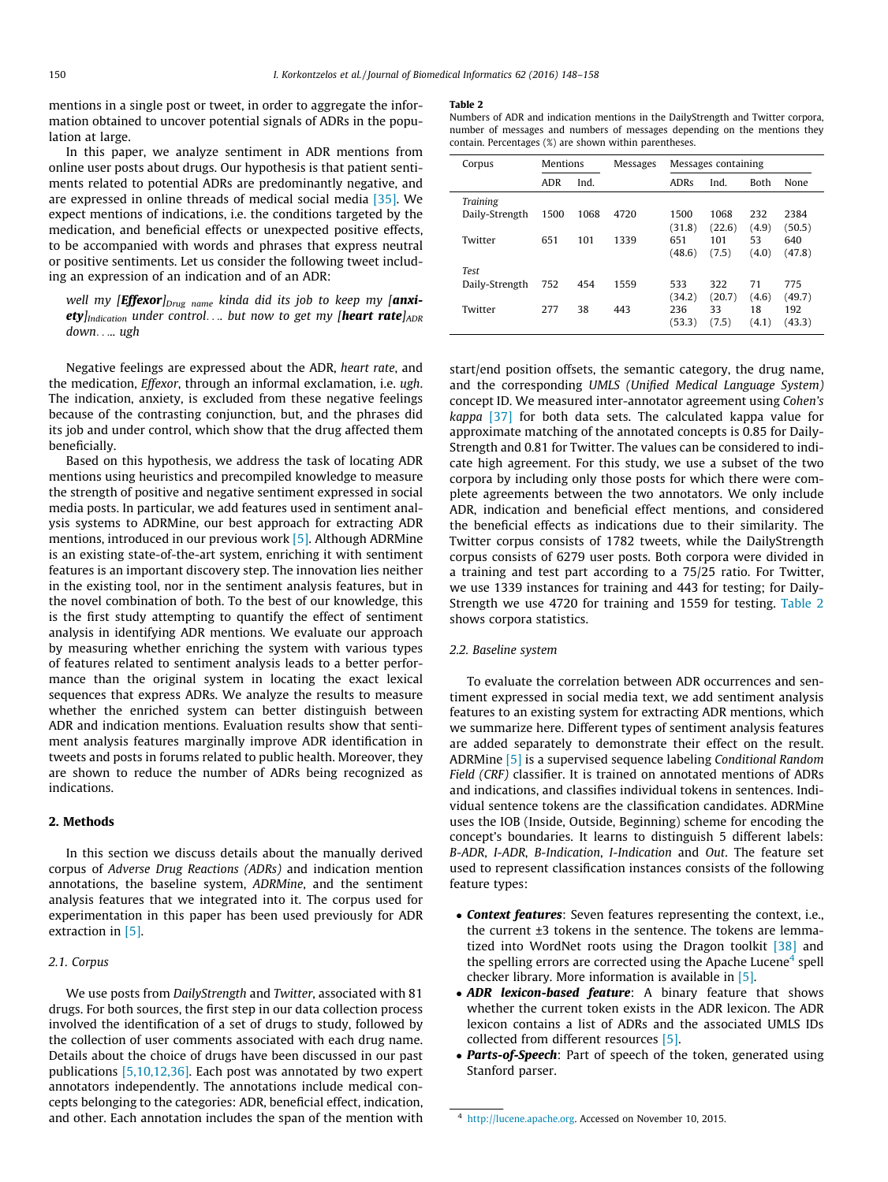mentions in a single post or tweet, in order to aggregate the information obtained to uncover potential signals of ADRs in the population at large.

In this paper, we analyze sentiment in ADR mentions from online user posts about drugs. Our hypothesis is that patient sentiments related to potential ADRs are predominantly negative, and are expressed in online threads of medical social media [35]. We expect mentions of indications, i.e. the conditions targeted by the medication, and beneficial effects or unexpected positive effects, to be accompanied with words and phrases that express neutral or positive sentiments. Let us consider the following tweet including an expression of an indication and of an ADR:

> *well my [**Effexor**]$_{Drug\ name}$ kinda did its job to keep my [**anxiety**]$_{Indication}$ under control.... but now to get my [**heart rate**]$_{ADR}$ down..... ugh*

Negative feelings are expressed about the ADR, *heart rate*, and the medication, *Effexor*, through an informal exclamation, i.e. *ugh*. The indication, anxiety, is excluded from these negative feelings because of the contrasting conjunction, but, and the phrases did its job and under control, which show that the drug affected them beneficially.

Based on this hypothesis, we address the task of locating ADR mentions using heuristics and precompiled knowledge to measure the strength of positive and negative sentiment expressed in social media posts. In particular, we add features used in sentiment analysis systems to ADRMine, our best approach for extracting ADR mentions, introduced in our previous work [5]. Although ADRMine is an existing state-of-the-art system, enriching it with sentiment features is an important discovery step. The innovation lies neither in the existing tool, nor in the sentiment analysis features, but in the novel combination of both. To the best of our knowledge, this is the first study attempting to quantify the effect of sentiment analysis in identifying ADR mentions. We evaluate our approach by measuring whether enriching the system with various types of features related to sentiment analysis leads to a better performance than the original system in locating the exact lexical sequences that express ADRs. We analyze the results to measure whether the enriched system can better distinguish between ADR and indication mentions. Evaluation results show that sentiment analysis features marginally improve ADR identification in tweets and posts in forums related to public health. Moreover, they are shown to reduce the number of ADRs being recognized as indications.

## 2. Methods

In this section we discuss details about the manually derived corpus of *Adverse Drug Reactions (ADRs)* and indication mention annotations, the baseline system, *ADRMine*, and the sentiment analysis features that we integrated into it. The corpus used for experimentation in this paper has been used previously for ADR extraction in [5].

### 2.1. Corpus

We use posts from *DailyStrength* and *Twitter*, associated with 81 drugs. For both sources, the first step in our data collection process involved the identification of a set of drugs to study, followed by the collection of user comments associated with each drug name. Details about the choice of drugs have been discussed in our past publications [5,10,12,36]. Each post was annotated by two expert annotators independently. The annotations include medical concepts belonging to the categories: ADR, beneficial effect, indication, and other. Each annotation includes the span of the mention with start/end position offsets, the semantic category, the drug name, and the corresponding *UMLS (Unified Medical Language System)* concept ID. We measured inter-annotator agreement using *Cohen's kappa* [37] for both data sets. The calculated kappa value for approximate matching of the annotated concepts is 0.85 for DailyStrength and 0.81 for Twitter. The values can be considered to indicate high agreement. For this study, we use a subset of the two corpora by including only those posts for which there were complete agreements between the two annotators. We only include ADR, indication and beneficial effect mentions, and considered the beneficial effects as indications due to their similarity. The Twitter corpus consists of 1782 tweets, while the DailyStrength corpus consists of 6279 user posts. Both corpora were divided in a training and test part according to a 75/25 ratio. For Twitter, we use 1339 instances for training and 443 for testing; for DailyStrength we use 4720 for training and 1559 for testing. Table 2 shows corpora statistics.

**Table 2**
Numbers of ADR and indication mentions in the DailyStrength and Twitter corpora, number of messages and numbers of messages depending on the mentions they contain. Percentages (%) are shown within parentheses.

| Corpus | Mentions | | Messages | Messages containing | | | |
|---|---|---|---|---|---|---|---|
| | ADR | Ind. | | ADRs | Ind. | Both | None |
| *Training* | | | | | | | |
| Daily-Strength | 1500 | 1068 | 4720 | 1500 (31.8) | 1068 (22.6) | 232 (4.9) | 2384 (50.5) |
| Twitter | 651 | 101 | 1339 | 651 (48.6) | 101 (7.5) | 53 (4.0) | 640 (47.8) |
| *Test* | | | | | | | |
| Daily-Strength | 752 | 454 | 1559 | 533 (34.2) | 322 (20.7) | 71 (4.6) | 775 (49.7) |
| Twitter | 277 | 38 | 443 | 236 (53.3) | 33 (7.5) | 18 (4.1) | 192 (43.3) |

### 2.2. Baseline system

To evaluate the correlation between ADR occurrences and sentiment expressed in social media text, we add sentiment analysis features to an existing system for extracting ADR mentions, which we summarize here. Different types of sentiment analysis features are added separately to demonstrate their effect on the result. ADRMine [5] is a supervised sequence labeling *Conditional Random Field (CRF)* classifier. It is trained on annotated mentions of ADRs and indications, and classifies individual tokens in sentences. Individual sentence tokens are the classification candidates. ADRMine uses the IOB (Inside, Outside, Beginning) scheme for encoding the concept's boundaries. It learns to distinguish 5 different labels: *B-ADR*, *I-ADR*, *B-Indication*, *I-Indication* and *Out*. The feature set used to represent classification instances consists of the following feature types:

- ***Context features***: Seven features representing the context, i.e., the current ±3 tokens in the sentence. The tokens are lemmatized into WordNet roots using the Dragon toolkit [38] and the spelling errors are corrected using the Apache Lucene[4] spell checker library. More information is available in [5].
- ***ADR lexicon-based feature***: A binary feature that shows whether the current token exists in the ADR lexicon. The ADR lexicon contains a list of ADRs and the associated UMLS IDs collected from different resources [5].
- ***Parts-of-Speech***: Part of speech of the token, generated using Stanford parser.

[4] http://lucene.apache.org. Accessed on November 10, 2015.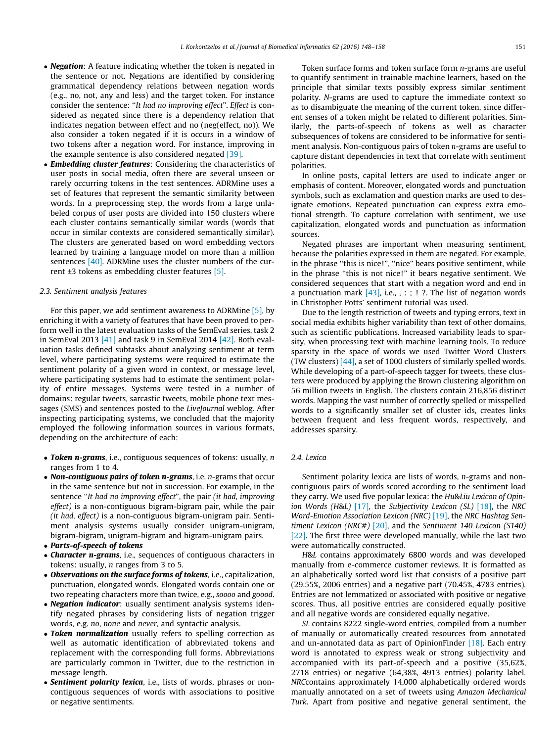- ***Negation***: A feature indicating whether the token is negated in the sentence or not. Negations are identified by considering grammatical dependency relations between negation words (e.g., no, not, any and less) and the target token. For instance consider the sentence: "*It had no improving effect*". *Effect* is considered as negated since there is a dependency relation that indicates negation between effect and no (neg(effect, no)). We also consider a token negated if it is occurs in a window of two tokens after a negation word. For instance, improving in the example sentence is also considered negated [39].
- ***Embedding cluster features***: Considering the characteristics of user posts in social media, often there are several unseen or rarely occurring tokens in the test sentences. ADRMine uses a set of features that represent the semantic similarity between words. In a preprocessing step, the words from a large unlabeled corpus of user posts are divided into 150 clusters where each cluster contains semantically similar words (words that occur in similar contexts are considered semantically similar). The clusters are generated based on word embedding vectors learned by training a language model on more than a million sentences [40]. ADRMine uses the cluster numbers of the current ±3 tokens as embedding cluster features [5].

### 2.3. Sentiment analysis features

For this paper, we add sentiment awareness to ADRMine [5], by enriching it with a variety of features that have been proved to perform well in the latest evaluation tasks of the SemEval series, task 2 in SemEval 2013 [41] and task 9 in SemEval 2014 [42]. Both evaluation tasks defined subtasks about analyzing sentiment at term level, where participating systems were required to estimate the sentiment polarity of a given word in context, or message level, where participating systems had to estimate the sentiment polarity of entire messages. Systems were tested in a number of domains: regular tweets, sarcastic tweets, mobile phone text messages (SMS) and sentences posted to the *LiveJournal* weblog. After inspecting participating systems, we concluded that the majority employed the following information sources in various formats, depending on the architecture of each:

- ***Token n-grams***, i.e., contiguous sequences of tokens: usually, *n* ranges from 1 to 4.
- ***Non-contiguous pairs of token n-grams***, i.e. *n*-grams that occur in the same sentence but not in succession. For example, in the sentence "*It had no improving effect*", the pair *(it had, improving effect)* is a non-contiguous bigram-bigram pair, while the pair *(it had, effect)* is a non-contiguous bigram-unigram pair. Sentiment analysis systems usually consider unigram-unigram, bigram-bigram, unigram-bigram and bigram-unigram pairs.
- ***Parts-of-speech of tokens***
- ***Character n-grams***, i.e., sequences of contiguous characters in tokens: usually, *n* ranges from 3 to 5.
- ***Observations on the surface forms of tokens***, i.e., capitalization, punctuation, elongated words. Elongated words contain one or two repeating characters more than twice, e.g., *soooo* and *goood*.
- ***Negation indicator***: usually sentiment analysis systems identify negated phrases by considering lists of negation trigger words, e.g. *no*, *none* and *never*, and syntactic analysis.
- ***Token normalization*** usually refers to spelling correction as well as automatic identification of abbreviated tokens and replacement with the corresponding full forms. Abbreviations are particularly common in Twitter, due to the restriction in message length.
- ***Sentiment polarity lexica***, i.e., lists of words, phrases or non-contiguous sequences of words with associations to positive or negative sentiments.

Token surface forms and token surface form *n*-grams are useful to quantify sentiment in trainable machine learners, based on the principle that similar texts possibly express similar sentiment polarity. *N*-grams are used to capture the immediate context so as to disambiguate the meaning of the current token, since different senses of a token might be related to different polarities. Similarly, the parts-of-speech of tokens as well as character subsequences of tokens are considered to be informative for sentiment analysis. Non-contiguous pairs of token *n*-grams are useful to capture distant dependencies in text that correlate with sentiment polarities.

In online posts, capital letters are used to indicate anger or emphasis of content. Moreover, elongated words and punctuation symbols, such as exclamation and question marks are used to designate emotions. Repeated punctuation can express extra emotional strength. To capture correlation with sentiment, we use capitalization, elongated words and punctuation as information sources.

Negated phrases are important when measuring sentiment, because the polarities expressed in them are negated. For example, in the phrase "this is nice!", "nice" bears positive sentiment, while in the phrase "this is not nice!" it bears negative sentiment. We considered sequences that start with a negation word and end in a punctuation mark [43], i.e., , : ; ! ?. The list of negation words in Christopher Potts' sentiment tutorial was used.

Due to the length restriction of tweets and typing errors, text in social media exhibits higher variability than text of other domains, such as scientific publications. Increased variability leads to sparsity, when processing text with machine learning tools. To reduce sparsity in the space of words we used Twitter Word Clusters (TW clusters) [44], a set of 1000 clusters of similarly spelled words. While developing of a part-of-speech tagger for tweets, these clusters were produced by applying the Brown clustering algorithm on 56 million tweets in English. The clusters contain 216,856 distinct words. Mapping the vast number of correctly spelled or misspelled words to a significantly smaller set of cluster ids, creates links between frequent and less frequent words, respectively, and addresses sparsity.

### 2.4. Lexica

Sentiment polarity lexica are lists of words, *n*-grams and non-contiguous pairs of words scored according to the sentiment load they carry. We used five popular lexica: the *Hu&Liu Lexicon of Opinion Words (H&L)* [17], the *Subjectivity Lexicon (SL)* [18], the *NRC Word-Emotion Association Lexicon (NRC)* [19], the *NRC Hashtag Sentiment Lexicon (NRC#)* [20], and the *Sentiment 140 Lexicon (S140)* [22]. The first three were developed manually, while the last two were automatically constructed.

*H&L* contains approximately 6800 words and was developed manually from e-commerce customer reviews. It is formatted as an alphabetically sorted word list that consists of a positive part (29.55%, 2006 entries) and a negative part (70.45%, 4783 entries). Entries are not lemmatized or associated with positive or negative scores. Thus, all positive entries are considered equally positive and all negative words are considered equally negative.

*SL* contains 8222 single-word entries, compiled from a number of manually or automatically created resources from annotated and un-annotated data as part of OpinionFinder [18]. Each entry word is annotated to express weak or strong subjectivity and accompanied with its part-of-speech and a positive (35,62%, 2718 entries) or negative (64,38%, 4913 entries) polarity label. *NRC*contains approximately 14,000 alphabetically ordered words manually annotated on a set of tweets using *Amazon Mechanical Turk*. Apart from positive and negative general sentiment, the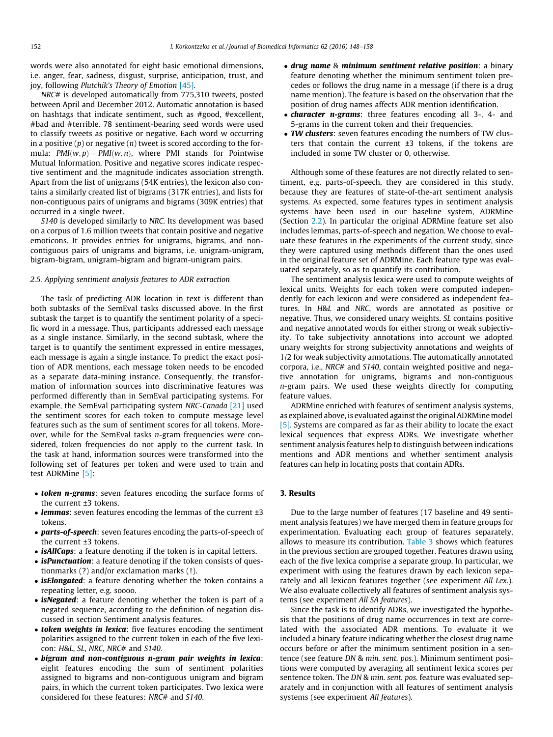words were also annotated for eight basic emotional dimensions, i.e. anger, fear, sadness, disgust, surprise, anticipation, trust, and joy, following *Plutchik's Theory of Emotion* [45].

*NRC#* is developed automatically from 775,310 tweets, posted between April and December 2012. Automatic annotation is based on hashtags that indicate sentiment, such as #good, #excellent, #bad and #terrible. 78 sentiment-bearing seed words were used to classify tweets as positive or negative. Each word w occurring in a positive ($p$) or negative ($n$) tweet is scored according to the formula: $PMI(w,p) - PMI(w,n)$, where PMI stands for Pointwise Mutual Information. Positive and negative scores indicate respective sentiment and the magnitude indicates association strength. Apart from the list of unigrams (54K entries), the lexicon also contains a similarly created list of bigrams (317K entries), and lists for non-contiguous pairs of unigrams and bigrams (309K entries) that occurred in a single tweet.

*S140* is developed similarly to *NRC*. Its development was based on a corpus of 1.6 million tweets that contain positive and negative emoticons. It provides entries for unigrams, bigrams, and non-contiguous pairs of unigrams and bigrams, i.e. unigram-unigram, bigram-bigram, unigram-bigram and bigram-unigram pairs.

### 2.5. Applying sentiment analysis features to ADR extraction

The task of predicting ADR location in text is different than both subtasks of the SemEval tasks discussed above. In the first subtask the target is to quantify the sentiment polarity of a specific word in a message. Thus, participants addressed each message as a single instance. Similarly, in the second subtask, where the target is to quantify the sentiment expressed in entire messages, each message is again a single instance. To predict the exact position of ADR mentions, each message token needs to be encoded as a separate data-mining instance. Consequently, the transformation of information sources into discriminative features was performed differently than in SemEval participating systems. For example, the SemEval participating system *NRC-Canada* [21] used the sentiment scores for each token to compute message level features such as the sum of sentiment scores for all tokens. Moreover, while for the SemEval tasks *n*-gram frequencies were considered, token frequencies do not apply to the current task. In the task at hand, information sources were transformed into the following set of features per token and were used to train and test ADRMine [5]:

- ***token n-grams***: seven features encoding the surface forms of the current ±3 tokens.
- ***lemmas***: seven features encoding the lemmas of the current ±3 tokens.
- ***parts-of-speech***: seven features encoding the parts-of-speech of the current ±3 tokens.
- ***isAllCaps***: a feature denoting if the token is in capital letters.
- ***isPunctuation***: a feature denoting if the token consists of questionmarks (?) and/or exclamation marks (!).
- ***isElongated***: a feature denoting whether the token contains a repeating letter, e.g. soooo.
- ***isNegated***: a feature denoting whether the token is part of a negated sequence, according to the definition of negation discussed in section Sentiment analysis features.
- ***token weights in lexica***: five features encoding the sentiment polarities assigned to the current token in each of the five lexicon: *H&L*, *SL*, *NRC*, *NRC#* and *S140*.
- ***bigram and non-contiguous n-gram pair weights in lexica***: eight features encoding the sum of sentiment polarities assigned to bigrams and non-contiguous unigram and bigram pairs, in which the current token participates. Two lexica were considered for these features: *NRC#* and *S140*.
- ***drug name*** & ***minimum sentiment relative position***: a binary feature denoting whether the minimum sentiment token precedes or follows the drug name in a message (if there is a drug name mention). The feature is based on the observation that the position of drug names affects ADR mention identification.
- ***character n-grams***: three features encoding all 3-, 4- and 5-grams in the current token and their frequencies.
- ***TW clusters***: seven features encoding the numbers of TW clusters that contain the current ±3 tokens, if the tokens are included in some TW cluster or 0, otherwise.

Although some of these features are not directly related to sentiment, e.g. parts-of-speech, they are considered in this study, because they are features of state-of-the-art sentiment analysis systems. As expected, some features types in sentiment analysis systems have been used in our baseline system, ADRMine (Section 2.2). In particular the original ADRMine feature set also includes lemmas, parts-of-speech and negation. We choose to evaluate these features in the experiments of the current study, since they were captured using methods different than the ones used in the original feature set of ADRMine. Each feature type was evaluated separately, so as to quantify its contribution.

The sentiment analysis lexica were used to compute weights of lexical units. Weights for each token were computed independently for each lexicon and were considered as independent features. In *H&L* and *NRC*, words are annotated as positive or negative. Thus, we considered unary weights. *SL* contains positive and negative annotated words for either strong or weak subjectivity. To take subjectivity annotations into account we adopted unary weights for strong subjectivity annotations and weights of 1/2 for weak subjectivity annotations. The automatically annotated corpora, i.e., *NRC#* and *S140*, contain weighted positive and negative annotation for unigrams, bigrams and non-contiguous *n*-gram pairs. We used these weights directly for computing feature values.

ADRMine enriched with features of sentiment analysis systems, as explained above, is evaluated against the original ADRMine model [5]. Systems are compared as far as their ability to locate the exact lexical sequences that express ADRs. We investigate whether sentiment analysis features help to distinguish between indications mentions and ADR mentions and whether sentiment analysis features can help in locating posts that contain ADRs.

## 3. Results

Due to the large number of features (17 baseline and 49 sentiment analysis features) we have merged them in feature groups for experimentation. Evaluating each group of features separately, allows to measure its contribution. Table 3 shows which features in the previous section are grouped together. Features drawn using each of the five lexica comprise a separate group. In particular, we experiment with using the features drawn by each lexicon separately and all lexicon features together (see experiment *All Lex.*). We also evaluate collectively all features of sentiment analysis systems (see experiment *All SA features*).

Since the task is to identify ADRs, we investigated the hypothesis that the positions of drug name occurrences in text are correlated with the associated ADR mentions. To evaluate it we included a binary feature indicating whether the closest drug name occurs before or after the minimum sentiment position in a sentence (see feature *DN & min. sent. pos.*). Minimum sentiment positions were computed by averaging all sentiment lexica scores per sentence token. The *DN & min. sent. pos.* feature was evaluated separately and in conjunction with all features of sentiment analysis systems (see experiment *All features*).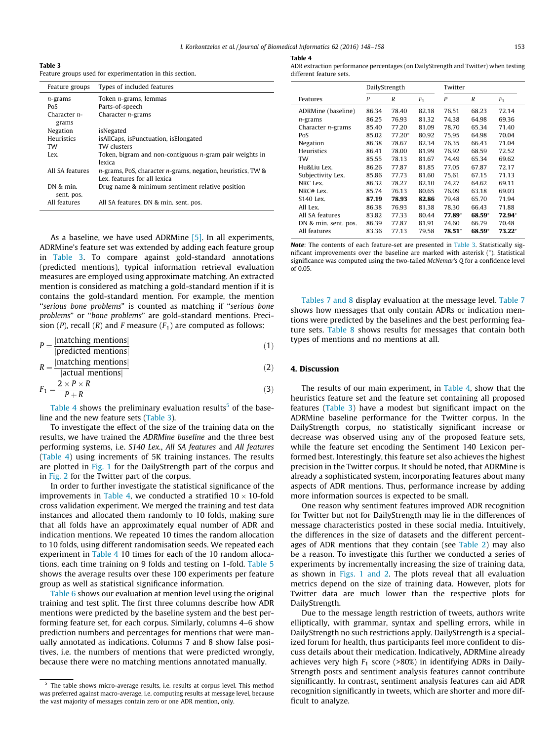**Table 3**
Feature groups used for experimentation in this section.

| Feature groups | Types of included features |
|---|---|
| *n*-grams | Token *n*-grams, lemmas |
| PoS | Parts-of-speech |
| Character *n*-grams | Character *n*-grams |
| Negation | isNegated |
| Heuristics | isAllCaps, isPunctuation, isElongated |
| TW | TW clusters |
| Lex. | Token, bigram and non-contiguous *n*-gram pair weights in lexica |
| All SA features | *n*-grams, PoS, character *n*-grams, negation, heuristics, TW & Lex. features for all lexica |
| DN & min. sent. pos. | Drug name & minimum sentiment relative position |
| All features | All SA features, DN & min. sent. pos. |

As a baseline, we have used ADRMine [5]. In all experiments, ADRMine's feature set was extended by adding each feature group in Table 3. To compare against gold-standard annotations (predicted mentions), typical information retrieval evaluation measures are employed using approximate matching. An extracted mention is considered as matching a gold-standard mention if it is contains the gold-standard mention. For example, the mention "*serious bone problems*" is counted as matching if "*serious bone problems*" or "*bone problems*" are gold-standard mentions. Precision ($P$), recall ($R$) and F measure ($F_1$) are computed as follows:

$$P = \frac{|\text{matching mentions}|}{|\text{predicted mentions}|} \quad (1)$$

$$R = \frac{|\text{matching mentions}|}{|\text{actual mentions}|} \quad (2)$$

$$F_1 = \frac{2 \times P \times R}{P + R} \quad (3)$$

Table 4 shows the preliminary evaluation results[5] of the baseline and the new feature sets (Table 3).

To investigate the effect of the size of the training data on the results, we have trained the *ADRMine baseline* and the three best performing systems, i.e. *S140 Lex.*, *All SA features* and *All features* (Table 4) using increments of 5K training instances. The results are plotted in Fig. 1 for the DailyStrength part of the corpus and in Fig. 2 for the Twitter part of the corpus.

In order to further investigate the statistical significance of the improvements in Table 4, we conducted a stratified $10 \times 10$-fold cross validation experiment. We merged the training and test data instances and allocated them randomly to 10 folds, making sure that all folds have an approximately equal number of ADR and indication mentions. We repeated 10 times the random allocation to 10 folds, using different randomisation seeds. We repeated each experiment in Table 4 10 times for each of the 10 random allocations, each time training on 9 folds and testing on 1-fold. Table 5 shows the average results over these 100 experiments per feature group as well as statistical significance information.

Table 6 shows our evaluation at mention level using the original training and test split. The first three columns describe how ADR mentions were predicted by the baseline system and the best performing feature set, for each corpus. Similarly, columns 4–6 show prediction numbers and percentages for mentions that were manually annotated as indications. Columns 7 and 8 show false positives, i.e. the numbers of mentions that were predicted wrongly, because there were no matching mentions annotated manually.

[5] The table shows micro-average results, i.e. results at corpus level. This method was preferred against macro-average, i.e. computing results at message level, because the vast majority of messages contain zero or one ADR mention, only.

**Table 4**
ADR extraction performance percentages (on DailyStrength and Twitter) when testing different feature sets.

| | DailyStrength | | | Twitter | | |
|---|---|---|---|---|---|---|
| Features | $P$ | $R$ | $F_1$ | $P$ | $R$ | $F_1$ |
| ADRMine (baseline) | 86.34 | 78.40 | 82.18 | 76.51 | 68.23 | 72.14 |
| *n*-grams | 86.25 | 76.93 | 81.32 | 74.38 | 64.98 | 69.36 |
| Character *n*-grams | 85.40 | 77.20 | 81.09 | 78.70 | 65.34 | 71.40 |
| PoS | 85.02 | 77.20* | 80.92 | 75.95 | 64.98 | 70.04 |
| Negation | 86.38 | 78.67 | 82.34 | 76.35 | 66.43 | 71.04 |
| Heuristics | 86.41 | 78.00 | 81.99 | 76.92 | 68.59 | 72.52 |
| TW | 85.55 | 78.13 | 81.67 | 74.49 | 65.34 | 69.62 |
| Hu&Liu Lex. | 86.26 | 77.87 | 81.85 | 77.05 | 67.87 | 72.17 |
| Subjectivity Lex. | 85.86 | 77.73 | 81.60 | 75.61 | 67.15 | 71.13 |
| NRC Lex. | 86.32 | 78.27 | 82.10 | 74.27 | 64.62 | 69.11 |
| NRC# Lex. | 85.74 | 76.13 | 80.65 | 76.09 | 63.18 | 69.03 |
| S140 Lex. | **87.19** | **78.93** | **82.86** | 79.48 | 65.70 | 71.94 |
| All Lex. | 86.38 | 76.93 | 81.38 | 78.30 | 66.43 | 71.88 |
| All SA features | 83.82 | 77.33 | 80.44 | **77.89*** | **68.59*** | **72.94*** |
| DN & min. sent. pos. | 86.39 | 77.87 | 81.91 | 74.60 | 66.79 | 70.48 |
| All features | 83.36 | 77.13 | 79.58 | **78.51*** | **68.59*** | **73.22*** |

***Note***: The contents of each feature-set are presented in Table 3. Statistically significant improvements over the baseline are marked with asterisk (*). Statistical significance was computed using the two-tailed *McNemar's Q* for a confidence level of 0.05.

Tables 7 and 8 display evaluation at the message level. Table 7 shows how messages that only contain ADRs or indication mentions were predicted by the baselines and the best performing feature sets. Table 8 shows results for messages that contain both types of mentions and no mentions at all.

## 4. Discussion

The results of our main experiment, in Table 4, show that the heuristics feature set and the feature set containing all proposed features (Table 3) have a modest but significant impact on the ADRMine baseline performance for the Twitter corpus. In the DailyStrength corpus, no statistically significant increase or decrease was observed using any of the proposed feature sets, while the feature set encoding the Sentiment 140 Lexicon performed best. Interestingly, this feature set also achieves the highest precision in the Twitter corpus. It should be noted, that ADRMine is already a sophisticated system, incorporating features about many aspects of ADR mentions. Thus, performance increase by adding more information sources is expected to be small.

One reason why sentiment features improved ADR recognition for Twitter but not for DailyStrength may lie in the differences of message characteristics posted in these social media. Intuitively, the differences in the size of datasets and the different percentages of ADR mentions that they contain (see Table 2) may also be a reason. To investigate this further we conducted a series of experiments by incrementally increasing the size of training data, as shown in Figs. 1 and 2. The plots reveal that all evaluation metrics depend on the size of training data. However, plots for Twitter data are much lower than the respective plots for DailyStrength.

Due to the message length restriction of tweets, authors write elliptically, with grammar, syntax and spelling errors, while in DailyStrength no such restrictions apply. DailyStrength is a specialized forum for health, thus participants feel more confident to discuss details about their medication. Indicatively, ADRMine already achieves very high $F_1$ score (>80%) in identifying ADRs in DailyStrength posts and sentiment analysis features cannot contribute significantly. In contrast, sentiment analysis features can aid ADR recognition significantly in tweets, which are shorter and more difficult to analyze.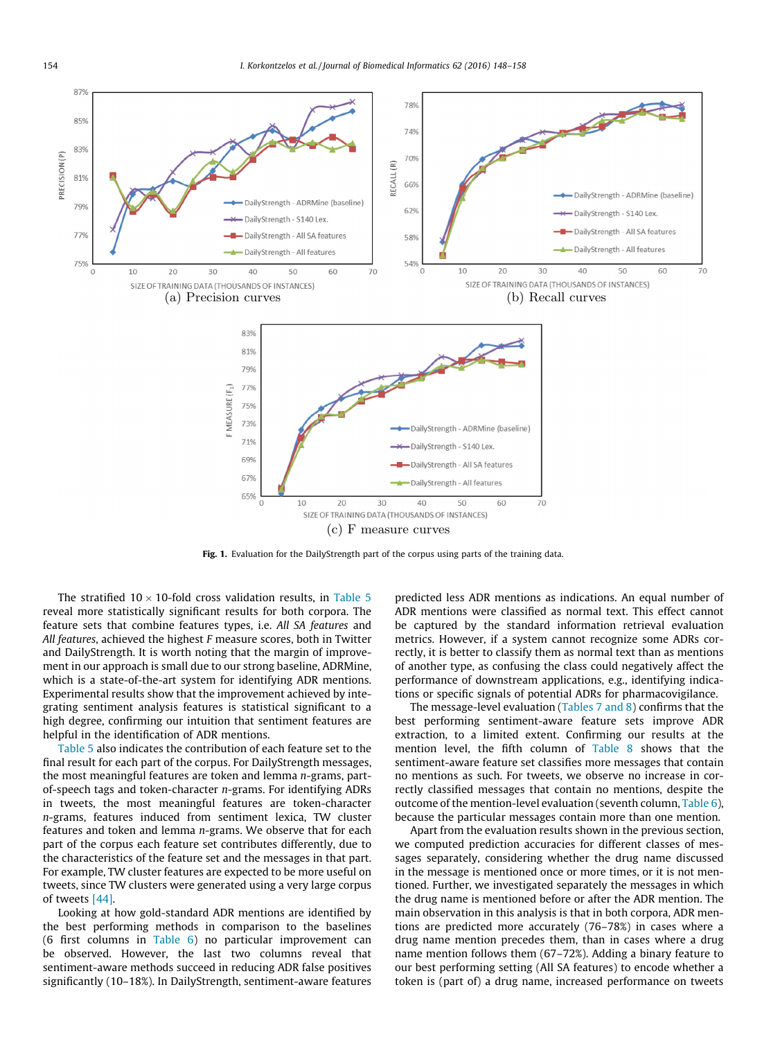(a) Precision curves

(b) Recall curves

(c) F measure curves

**Fig. 1.** Evaluation for the DailyStrength part of the corpus using parts of the training data.

The stratified $10 \times 10$-fold cross validation results, in Table 5 reveal more statistically significant results for both corpora. The feature sets that combine features types, i.e. *All SA features* and *All features*, achieved the highest *F* measure scores, both in Twitter and DailyStrength. It is worth noting that the margin of improvement in our approach is small due to our strong baseline, ADRMine, which is a state-of-the-art system for identifying ADR mentions. Experimental results show that the improvement achieved by integrating sentiment analysis features is statistical significant to a high degree, confirming our intuition that sentiment features are helpful in the identification of ADR mentions.

Table 5 also indicates the contribution of each feature set to the final result for each part of the corpus. For DailyStrength messages, the most meaningful features are token and lemma *n*-grams, part-of-speech tags and token-character *n*-grams. For identifying ADRs in tweets, the most meaningful features are token-character *n*-grams, features induced from sentiment lexica, TW cluster features and token and lemma *n*-grams. We observe that for each part of the corpus each feature set contributes differently, due to the characteristics of the feature set and the messages in that part. For example, TW cluster features are expected to be more useful on tweets, since TW clusters were generated using a very large corpus of tweets [44].

Looking at how gold-standard ADR mentions are identified by the best performing methods in comparison to the baselines (6 first columns in Table 6) no particular improvement can be observed. However, the last two columns reveal that sentiment-aware methods succeed in reducing ADR false positives significantly (10–18%). In DailyStrength, sentiment-aware features predicted less ADR mentions as indications. An equal number of ADR mentions were classified as normal text. This effect cannot be captured by the standard information retrieval evaluation metrics. However, if a system cannot recognize some ADRs correctly, it is better to classify them as normal text than as mentions of another type, as confusing the class could negatively affect the performance of downstream applications, e.g., identifying indications or specific signals of potential ADRs for pharmacovigilance.

The message-level evaluation (Tables 7 and 8) confirms that the best performing sentiment-aware feature sets improve ADR extraction, to a limited extent. Confirming our results at the mention level, the fifth column of Table 8 shows that the sentiment-aware feature set classifies more messages that contain no mentions as such. For tweets, we observe no increase in correctly classified messages that contain no mentions, despite the outcome of the mention-level evaluation (seventh column, Table 6), because the particular messages contain more than one mention.

Apart from the evaluation results shown in the previous section, we computed prediction accuracies for different classes of messages separately, considering whether the drug name discussed in the message is mentioned once or more times, or it is not mentioned. Further, we investigated separately the messages in which the drug name is mentioned before or after the ADR mention. The main observation in this analysis is that in both corpora, ADR mentions are predicted more accurately (76–78%) in cases where a drug name mention precedes them, than in cases where a drug name mention follows them (67–72%). Adding a binary feature to our best performing setting (All SA features) to encode whether a token is (part of) a drug name, increased performance on tweets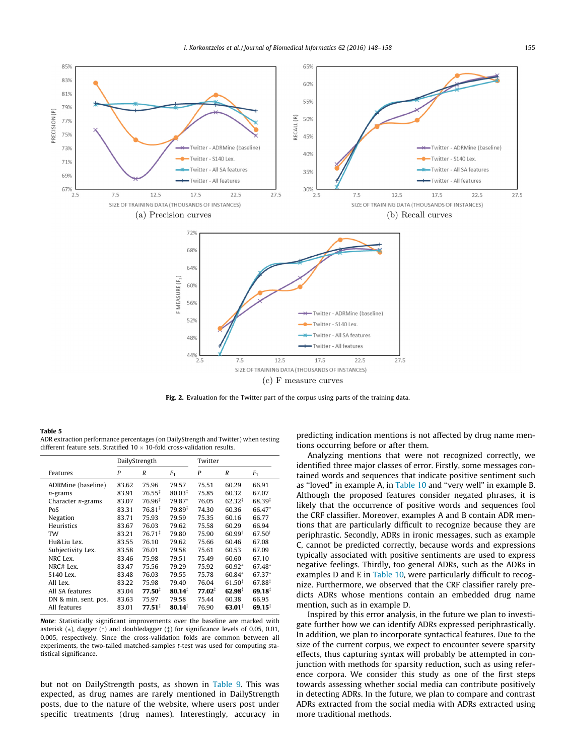(a) Precision curves

(b) Recall curves

(c) F measure curves

**Fig. 2.** Evaluation for the Twitter part of the corpus using parts of the training data.

**Table 5**
ADR extraction performance percentages (on DailyStrength and Twitter) when testing different feature sets. Stratified 10 × 10-fold cross-validation results.

| Features | DailyStrength | | | Twitter | | |
|---|---|---|---|---|---|---|
| | *P* | *R* | $F_1$ | *P* | *R* | $F_1$ |
| ADRMine (baseline) | 83.62 | 75.96 | 79.57 | 75.51 | 60.29 | 66.91 |
| *n*-grams | 83.91 | 76.55‡ | 80.03‡ | 75.85 | 60.32 | 67.07 |
| Character *n*-grams | 83.07 | 76.96‡ | 79.87* | 76.05 | 62.32‡ | 68.39‡ |
| PoS | 83.31 | 76.81‡ | 79.89‡ | 74.30 | 60.36 | 66.47* |
| Negation | 83.71 | 75.93 | 79.59 | 75.35 | 60.16 | 66.77 |
| Heuristics | 83.67 | 76.03 | 79.62 | 75.58 | 60.29 | 66.94 |
| TW | 83.21 | 76.71‡ | 79.80 | 75.90 | 60.99† | 67.50† |
| Hu&Liu Lex. | 83.55 | 76.10 | 79.62 | 75.66 | 60.46 | 67.08 |
| Subjectivity Lex. | 83.58 | 76.01 | 79.58 | 75.61 | 60.53 | 67.09 |
| NRC Lex. | 83.46 | 75.98 | 79.51 | 75.49 | 60.60 | 67.10 |
| NRC# Lex. | 83.47 | 75.56 | 79.29 | 75.92 | 60.92* | 67.48* |
| S140 Lex. | 83.48 | 76.03 | 79.55 | 75.78 | 60.84* | 67.37* |
| All Lex. | 83.22 | 75.98 | 79.40 | 76.04 | 61.50‡ | 67.88‡ |
| All SA features | 83.04 | **77.50**‡ | **80.14**‡ | **77.02**‡ | **62.98**‡ | **69.18**‡ |
| DN & min. sent. pos. | 83.63 | 75.97 | 79.58 | 75.44 | 60.38 | 66.95 |
| All features | 83.01 | **77.51**‡ | **80.14**‡ | 76.90 | **63.01**‡ | **69.15**‡ |

***Note***: Statistically significant improvements over the baseline are marked with asterisk (*), dagger (†) and doubledagger (‡) for significance levels of 0.05, 0.01, 0.005, respectively. Since the cross-validation folds are common between all experiments, the two-tailed matched-samples *t*-test was used for computing statistical significance.

but not on DailyStrength posts, as shown in Table 9. This was expected, as drug names are rarely mentioned in DailyStrength posts, due to the nature of the website, where users post under specific treatments (drug names). Interestingly, accuracy in predicting indication mentions is not affected by drug name mentions occurring before or after them.

Analyzing mentions that were not recognized correctly, we identified three major classes of error. Firstly, some messages contained words and sequences that indicate positive sentiment such as "loved" in example A, in Table 10 and "very well" in example B. Although the proposed features consider negated phrases, it is likely that the occurrence of positive words and sequences fool the CRF classifier. Moreover, examples A and B contain ADR mentions that are particularly difficult to recognize because they are periphrastic. Secondly, ADRs in ironic messages, such as example C, cannot be predicted correctly, because words and expressions typically associated with positive sentiments are used to express negative feelings. Thirdly, too general ADRs, such as the ADRs in examples D and E in Table 10, were particularly difficult to recognize. Furthermore, we observed that the CRF classifier rarely predicts ADRs whose mentions contain an embedded drug name mention, such as in example D.

Inspired by this error analysis, in the future we plan to investigate further how we can identify ADRs expressed periphrastically. In addition, we plan to incorporate syntactical features. Due to the size of the current corpus, we expect to encounter severe sparsity effects, thus capturing syntax will probably be attempted in conjunction with methods for sparsity reduction, such as using reference corpora. We consider this study as one of the first steps towards assessing whether social media can contribute positively in detecting ADRs. In the future, we plan to compare and contrast ADRs extracted from the social media with ADRs extracted using more traditional methods.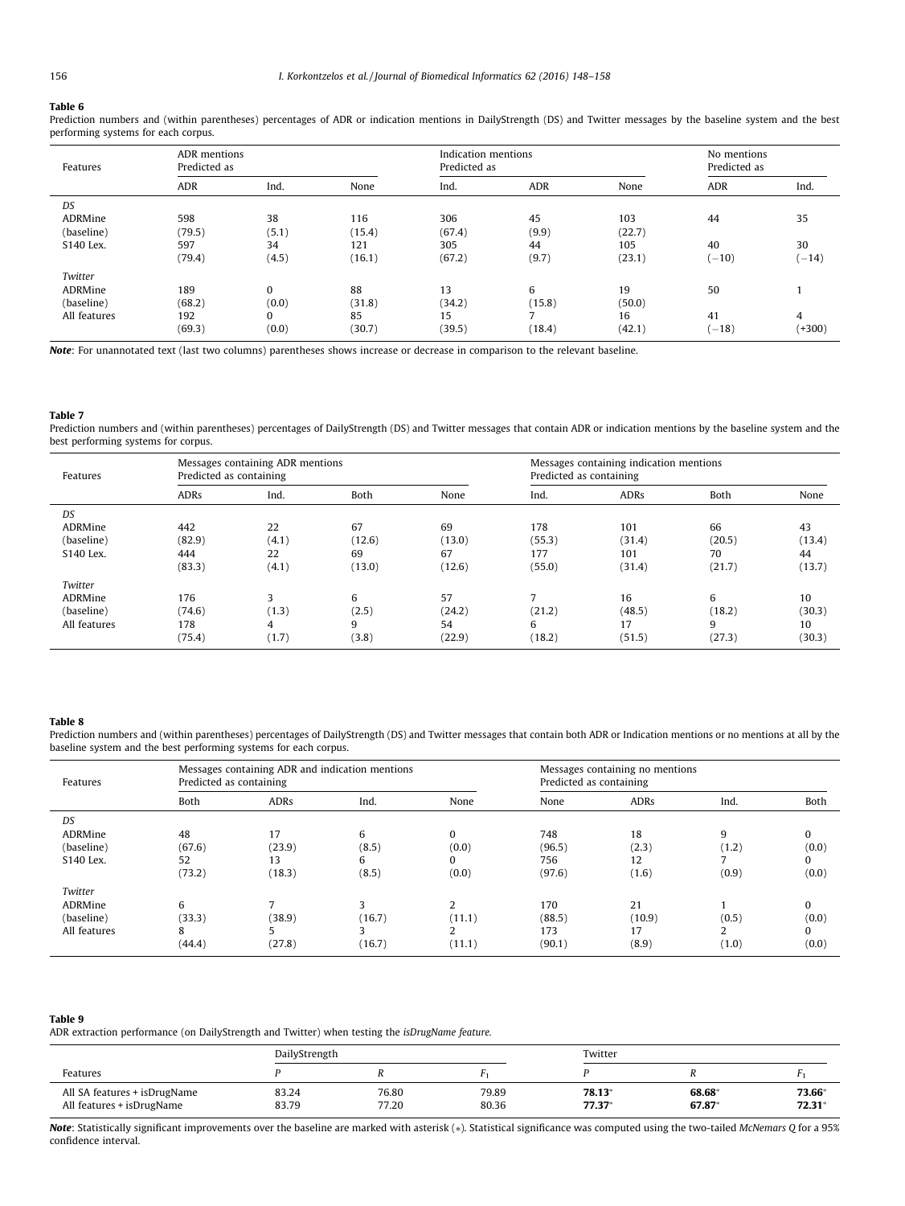**Table 6**
Prediction numbers and (within parentheses) percentages of ADR or indication mentions in DailyStrength (DS) and Twitter messages by the baseline system and the best performing systems for each corpus.

| Features | ADR mentions Predicted as | | | Indication mentions Predicted as | | | No mentions Predicted as | |
|---|---|---|---|---|---|---|---|---|
| | ADR | Ind. | None | Ind. | ADR | None | ADR | Ind. |
| *DS* | | | | | | | | |
| ADRMine (baseline) | 598 (79.5) | 38 (5.1) | 116 (15.4) | 306 (67.4) | 45 (9.9) | 103 (22.7) | 44 | 35 |
| S140 Lex. | 597 (79.4) | 34 (4.5) | 121 (16.1) | 305 (67.2) | 44 (9.7) | 105 (23.1) | 40 (−10) | 30 (−14) |
| *Twitter* | | | | | | | | |
| ADRMine (baseline) | 189 (68.2) | 0 (0.0) | 88 (31.8) | 13 (34.2) | 6 (15.8) | 19 (50.0) | 50 | 1 |
| All features | 192 (69.3) | 0 (0.0) | 85 (30.7) | 15 (39.5) | 7 (18.4) | 16 (42.1) | 41 (−18) | 4 (+300) |

***Note***: For unannotated text (last two columns) parentheses shows increase or decrease in comparison to the relevant baseline.

**Table 7**
Prediction numbers and (within parentheses) percentages of DailyStrength (DS) and Twitter messages that contain ADR or indication mentions by the baseline system and the best performing systems for corpus.

| Features | Messages containing ADR mentions Predicted as containing | | | | Messages containing indication mentions Predicted as containing | | | |
|---|---|---|---|---|---|---|---|---|
| | ADRs | Ind. | Both | None | Ind. | ADRs | Both | None |
| *DS* | | | | | | | | |
| ADRMine (baseline) | 442 (82.9) | 22 (4.1) | 67 (12.6) | 69 (13.0) | 178 (55.3) | 101 (31.4) | 66 (20.5) | 43 (13.4) |
| S140 Lex. | 444 (83.3) | 22 (4.1) | 69 (13.0) | 67 (12.6) | 177 (55.0) | 101 (31.4) | 70 (21.7) | 44 (13.7) |
| *Twitter* | | | | | | | | |
| ADRMine (baseline) | 176 (74.6) | 3 (1.3) | 6 (2.5) | 57 (24.2) | 7 (21.2) | 16 (48.5) | 6 (18.2) | 10 (30.3) |
| All features | 178 (75.4) | 4 (1.7) | 9 (3.8) | 54 (22.9) | 6 (18.2) | 17 (51.5) | 9 (27.3) | 10 (30.3) |

**Table 8**
Prediction numbers and (within parentheses) percentages of DailyStrength (DS) and Twitter messages that contain both ADR or Indication mentions or no mentions at all by the baseline system and the best performing systems for each corpus.

| Features | Messages containing ADR and indication mentions Predicted as containing | | | | Messages containing no mentions Predicted as containing | | | |
|---|---|---|---|---|---|---|---|---|
| | Both | ADRs | Ind. | None | None | ADRs | Ind. | Both |
| *DS* | | | | | | | | |
| ADRMine (baseline) | 48 (67.6) | 17 (23.9) | 6 (8.5) | 0 (0.0) | 748 (96.5) | 18 (2.3) | 9 (1.2) | 0 (0.0) |
| S140 Lex. | 52 (73.2) | 13 (18.3) | 6 (8.5) | 0 (0.0) | 756 (97.6) | 12 (1.6) | 7 (0.9) | 0 (0.0) |
| *Twitter* | | | | | | | | |
| ADRMine (baseline) | 6 (33.3) | 7 (38.9) | 3 (16.7) | 2 (11.1) | 170 (88.5) | 21 (10.9) | 1 (0.5) | 0 (0.0) |
| All features | 8 (44.4) | 5 (27.8) | 3 (16.7) | 2 (11.1) | 173 (90.1) | 17 (8.9) | 2 (1.0) | 0 (0.0) |

**Table 9**
ADR extraction performance (on DailyStrength and Twitter) when testing the *isDrugName feature*.

| Features | DailyStrength | | | Twitter | | |
|---|---|---|---|---|---|---|
| | $P$ | $R$ | $F_1$ | $P$ | $R$ | $F_1$ |
| All SA features + isDrugName | 83.24 | 76.80 | 79.89 | **78.13*** | **68.68*** | **73.66*** |
| All features + isDrugName | 83.79 | 77.20 | 80.36 | **77.37*** | **67.87*** | **72.31*** |

***Note***: Statistically significant improvements over the baseline are marked with asterisk (*). Statistical significance was computed using the two-tailed *McNemars Q* for a 95% confidence interval.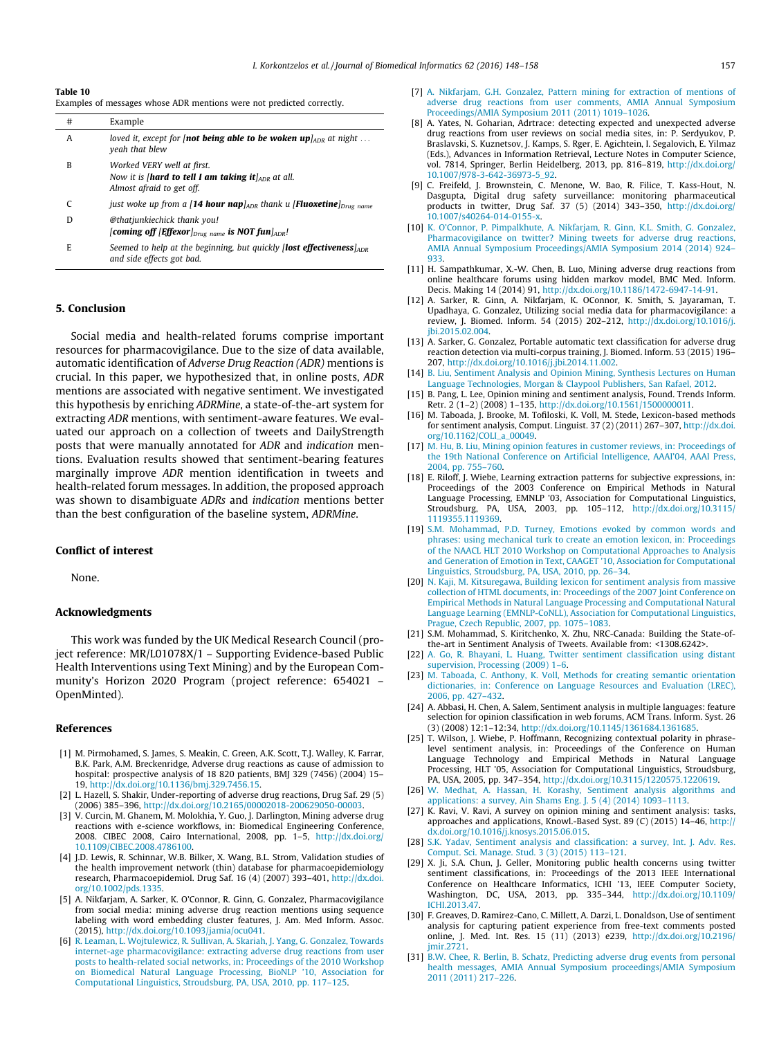**Table 10**
Examples of messages whose ADR mentions were not predicted correctly.

| # | Example |
|---|---|
| A | *loved it, except for [**not being able to be woken up**]$_{ADR}$ at night ... yeah that blew* |
| B | *Worked VERY well at first. Now it is [**hard to tell I am taking it**]$_{ADR}$ at all. Almost afraid to get off.* |
| C | *just woke up from a [**14 hour nap**]$_{ADR}$ thank u [**Fluoxetine**]$_{Drug\ name}$* |
| D | *@thatjunkiechick thank you! [**coming off** [**Effexor**]$_{Drug\ name}$ **is NOT fun**]$_{ADR}$!* |
| E | *Seemed to help at the beginning, but quickly [**lost effectiveness**]$_{ADR}$ and side effects got bad.* |

## 5. Conclusion

Social media and health-related forums comprise important resources for pharmacovigilance. Due to the size of data available, automatic identification of *Adverse Drug Reaction (ADR)* mentions is crucial. In this paper, we hypothesized that, in online posts, *ADR* mentions are associated with negative sentiment. We investigated this hypothesis by enriching *ADRMine*, a state-of-the-art system for extracting *ADR* mentions, with sentiment-aware features. We evaluated our approach on a collection of tweets and DailyStrength posts that were manually annotated for *ADR* and *indication* mentions. Evaluation results showed that sentiment-bearing features marginally improve *ADR* mention identification in tweets and health-related forum messages. In addition, the proposed approach was shown to disambiguate *ADRs* and *indication* mentions better than the best configuration of the baseline system, *ADRMine*.

## Conflict of interest

None.

## Acknowledgments

This work was funded by the UK Medical Research Council (project reference: MR/L01078X/1 – Supporting Evidence-based Public Health Interventions using Text Mining) and by the European Community's Horizon 2020 Program (project reference: 654021 – OpenMinted).

## References

[1] M. Pirmohamed, S. James, S. Meakin, C. Green, A.K. Scott, T.J. Walley, K. Farrar, B.K. Park, A.M. Breckenridge, Adverse drug reactions as cause of admission to hospital: prospective analysis of 18 820 patients, BMJ 329 (7456) (2004) 15–19, http://dx.doi.org/10.1136/bmj.329.7456.15.

[2] L. Hazell, S. Shakir, Under-reporting of adverse drug reactions, Drug Saf. 29 (5) (2006) 385–396, http://dx.doi.org/10.2165/00002018-200629050-00003.

[3] V. Curcin, M. Ghanem, M. Molokhia, Y. Guo, J. Darlington, Mining adverse drug reactions with e-science workflows, in: Biomedical Engineering Conference, 2008. CIBEC 2008, Cairo International, 2008, pp. 1–5, http://dx.doi.org/10.1109/CIBEC.2008.4786100.

[4] J.D. Lewis, R. Schinnar, W.B. Bilker, X. Wang, B.L. Strom, Validation studies of the health improvement network (thin) database for pharmacoepidemiology research, Pharmacoepidemiol. Drug Saf. 16 (4) (2007) 393–401, http://dx.doi.org/10.1002/pds.1335.

[5] A. Nikfarjam, A. Sarker, K. O'Connor, R. Ginn, G. Gonzalez, Pharmacovigilance from social media: mining adverse drug reaction mentions using sequence labeling with word embedding cluster features, J. Am. Med Inform. Assoc. (2015), http://dx.doi.org/10.1093/jamia/ocu041.

[6] R. Leaman, L. Wojtulewicz, R. Sullivan, A. Skariah, J. Yang, G. Gonzalez, Towards internet-age pharmacovigilance: extracting adverse drug reactions from user posts to health-related social networks, in: Proceedings of the 2010 Workshop on Biomedical Natural Language Processing, BioNLP '10, Association for Computational Linguistics, Stroudsburg, PA, USA, 2010, pp. 117–125.

[7] A. Nikfarjam, G.H. Gonzalez, Pattern mining for extraction of mentions of adverse drug reactions from user comments, AMIA Annual Symposium Proceedings/AMIA Symposium 2011 (2011) 1019–1026.

[8] A. Yates, N. Goharian, Adrtrace: detecting expected and unexpected adverse drug reactions from user reviews on social media sites, in: P. Serdyukov, P. Braslavski, S. Kuznetsov, J. Kamps, S. Rger, E. Agichtein, I. Segalovich, E. Yilmaz (Eds.), Advances in Information Retrieval, Lecture Notes in Computer Science, vol. 7814, Springer, Berlin Heidelberg, 2013, pp. 816–819, http://dx.doi.org/10.1007/978-3-642-36973-5_92.

[9] C. Freifeld, J. Brownstein, C. Menone, W. Bao, R. Filice, T. Kass-Hout, N. Dasgupta, Digital drug safety surveillance: monitoring pharmaceutical products in twitter, Drug Saf. 37 (5) (2014) 343–350, http://dx.doi.org/10.1007/s40264-014-0155-x.

[10] K. O'Connor, P. Pimpalkhute, A. Nikfarjam, R. Ginn, K.L. Smith, G. Gonzalez, Pharmacovigilance on twitter? Mining tweets for adverse drug reactions, AMIA Annual Symposium Proceedings/AMIA Symposium 2014 (2014) 924–933.

[11] H. Sampathkumar, X.-W. Chen, B. Luo, Mining adverse drug reactions from online healthcare forums using hidden markov model, BMC Med. Inform. Decis. Making 14 (2014) 91, http://dx.doi.org/10.1186/1472-6947-14-91.

[12] A. Sarker, R. Ginn, A. Nikfarjam, K. OConnor, K. Smith, S. Jayaraman, T. Upadhaya, G. Gonzalez, Utilizing social media data for pharmacovigilance: a review, J. Biomed. Inform. 54 (2015) 202–212, http://dx.doi.org/10.1016/j.jbi.2015.02.004.

[13] A. Sarker, G. Gonzalez, Portable automatic text classification for adverse drug reaction detection via multi-corpus training, J. Biomed. Inform. 53 (2015) 196–207, http://dx.doi.org/10.1016/j.jbi.2014.11.002.

[14] B. Liu, Sentiment Analysis and Opinion Mining, Synthesis Lectures on Human Language Technologies, Morgan & Claypool Publishers, San Rafael, 2012.

[15] B. Pang, L. Lee, Opinion mining and sentiment analysis, Found. Trends Inform. Retr. 2 (1–2) (2008) 1–135, http://dx.doi.org/10.1561/1500000011.

[16] M. Taboada, J. Brooke, M. Tofiloski, K. Voll, M. Stede, Lexicon-based methods for sentiment analysis, Comput. Linguist. 37 (2) (2011) 267–307, http://dx.doi.org/10.1162/COLI_a_00049.

[17] M. Hu, B. Liu, Mining opinion features in customer reviews, in: Proceedings of the 19th National Conference on Artificial Intelligence, AAAI'04, AAAI Press, 2004, pp. 755–760.

[18] E. Riloff, J. Wiebe, Learning extraction patterns for subjective expressions, in: Proceedings of the 2003 Conference on Empirical Methods in Natural Language Processing, EMNLP '03, Association for Computational Linguistics, Stroudsburg, PA, USA, 2003, pp. 105–112, http://dx.doi.org/10.3115/1119355.1119369.

[19] S.M. Mohammad, P.D. Turney, Emotions evoked by common words and phrases: using mechanical turk to create an emotion lexicon, in: Proceedings of the NAACL HLT 2010 Workshop on Computational Approaches to Analysis and Generation of Emotion in Text, CAAGET '10, Association for Computational Linguistics, Stroudsburg, PA, USA, 2010, pp. 26–34.

[20] N. Kaji, M. Kitsuregawa, Building lexicon for sentiment analysis from massive collection of HTML documents, in: Proceedings of the 2007 Joint Conference on Empirical Methods in Natural Language Processing and Computational Natural Language Learning (EMNLP-CoNLL), Association for Computational Linguistics, Prague, Czech Republic, 2007, pp. 1075–1083.

[21] S.M. Mohammad, S. Kiritchenko, X. Zhu, NRC-Canada: Building the State-of-the-art in Sentiment Analysis of Tweets. Available from: <1308.6242>.

[22] A. Go, R. Bhayani, L. Huang, Twitter sentiment classification using distant supervision, Processing (2009) 1–6.

[23] M. Taboada, C. Anthony, K. Voll, Methods for creating semantic orientation dictionaries, in: Conference on Language Resources and Evaluation (LREC), 2006, pp. 427–432.

[24] A. Abbasi, H. Chen, A. Salem, Sentiment analysis in multiple languages: feature selection for opinion classification in web forums, ACM Trans. Inform. Syst. 26 (3) (2008) 12:1–12:34, http://dx.doi.org/10.1145/1361684.1361685.

[25] T. Wilson, J. Wiebe, P. Hoffmann, Recognizing contextual polarity in phrase-level sentiment analysis, in: Proceedings of the Conference on Human Language Technology and Empirical Methods in Natural Language Processing, HLT '05, Association for Computational Linguistics, Stroudsburg, PA, USA, 2005, pp. 347–354, http://dx.doi.org/10.3115/1220575.1220619.

[26] W. Medhat, A. Hassan, H. Korashy, Sentiment analysis algorithms and applications: a survey, Ain Shams Eng. J. 5 (4) (2014) 1093–1113.

[27] K. Ravi, V. Ravi, A survey on opinion mining and sentiment analysis: tasks, approaches and applications, Knowl.-Based Syst. 89 (C) (2015) 14–46, http://dx.doi.org/10.1016/j.knosys.2015.06.015.

[28] S.K. Yadav, Sentiment analysis and classification: a survey, Int. J. Adv. Res. Comput. Sci. Manage. Stud. 3 (3) (2015) 113–121.

[29] X. Ji, S.A. Chun, J. Geller, Monitoring public health concerns using twitter sentiment classifications, in: Proceedings of the 2013 IEEE International Conference on Healthcare Informatics, ICHI '13, IEEE Computer Society, Washington, DC, USA, 2013, pp. 335–344, http://dx.doi.org/10.1109/ICHI.2013.47.

[30] F. Greaves, D. Ramirez-Cano, C. Millett, A. Darzi, L. Donaldson, Use of sentiment analysis for capturing patient experience from free-text comments posted online, J. Med. Int. Res. 15 (11) (2013) e239, http://dx.doi.org/10.2196/jmir.2721.

[31] B.W. Chee, R. Berlin, B. Schatz, Predicting adverse drug events from personal health messages, AMIA Annual Symposium proceedings/AMIA Symposium 2011 (2011) 217–226.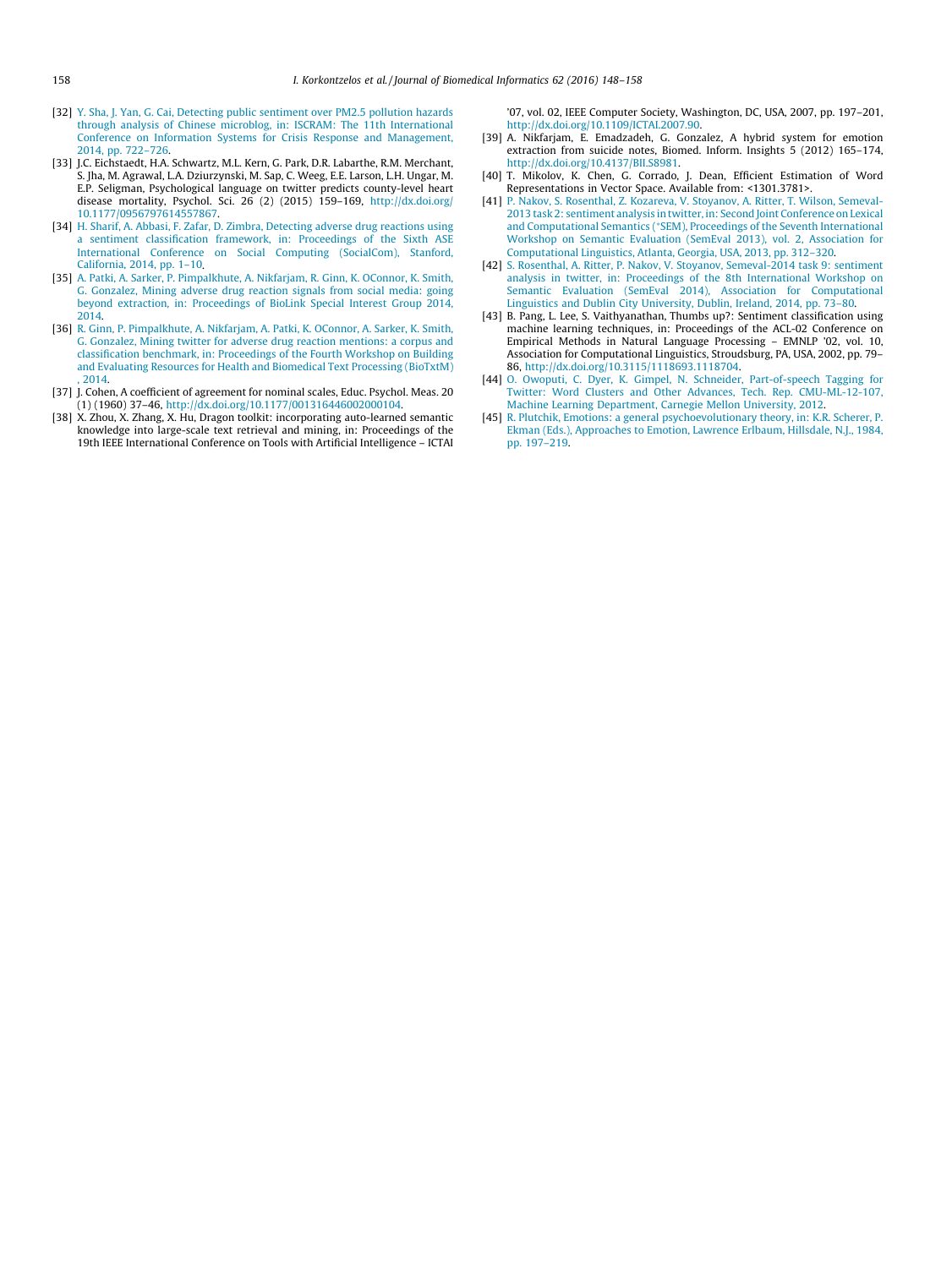[32] Y. Sha, J. Yan, G. Cai, Detecting public sentiment over PM2.5 pollution hazards through analysis of Chinese microblog, in: ISCRAM: The 11th International Conference on Information Systems for Crisis Response and Management, 2014, pp. 722–726.

[33] J.C. Eichstaedt, H.A. Schwartz, M.L. Kern, G. Park, D.R. Labarthe, R.M. Merchant, S. Jha, M. Agrawal, L.A. Dziurzynski, M. Sap, C. Weeg, E.E. Larson, L.H. Ungar, M. E.P. Seligman, Psychological language on twitter predicts county-level heart disease mortality, Psychol. Sci. 26 (2) (2015) 159–169, http://dx.doi.org/10.1177/0956797614557867.

[34] H. Sharif, A. Abbasi, F. Zafar, D. Zimbra, Detecting adverse drug reactions using a sentiment classification framework, in: Proceedings of the Sixth ASE International Conference on Social Computing (SocialCom), Stanford, California, 2014, pp. 1–10.

[35] A. Patki, A. Sarker, P. Pimpalkhute, A. Nikfarjam, R. Ginn, K. OConnor, K. Smith, G. Gonzalez, Mining adverse drug reaction signals from social media: going beyond extraction, in: Proceedings of BioLink Special Interest Group 2014, 2014.

[36] R. Ginn, P. Pimpalkhute, A. Nikfarjam, A. Patki, K. OConnor, A. Sarker, K. Smith, G. Gonzalez, Mining twitter for adverse drug reaction mentions: a corpus and classification benchmark, in: Proceedings of the Fourth Workshop on Building and Evaluating Resources for Health and Biomedical Text Processing (BioTxtM), 2014.

[37] J. Cohen, A coefficient of agreement for nominal scales, Educ. Psychol. Meas. 20 (1) (1960) 37–46, http://dx.doi.org/10.1177/001316446002000104.

[38] X. Zhou, X. Zhang, X. Hu, Dragon toolkit: incorporating auto-learned semantic knowledge into large-scale text retrieval and mining, in: Proceedings of the 19th IEEE International Conference on Tools with Artificial Intelligence – ICTAI '07, vol. 02, IEEE Computer Society, Washington, DC, USA, 2007, pp. 197–201, http://dx.doi.org/10.1109/ICTAI.2007.90.

[39] A. Nikfarjam, E. Emadzadeh, G. Gonzalez, A hybrid system for emotion extraction from suicide notes, Biomed. Inform. Insights 5 (2012) 165–174, http://dx.doi.org/10.4137/BII.S8981.

[40] T. Mikolov, K. Chen, G. Corrado, J. Dean, Efficient Estimation of Word Representations in Vector Space. Available from: <1301.3781>.

[41] P. Nakov, S. Rosenthal, Z. Kozareva, V. Stoyanov, A. Ritter, T. Wilson, Semeval-2013 task 2: sentiment analysis in twitter, in: Second Joint Conference on Lexical and Computational Semantics (*SEM), Proceedings of the Seventh International Workshop on Semantic Evaluation (SemEval 2013), vol. 2, Association for Computational Linguistics, Atlanta, Georgia, USA, 2013, pp. 312–320.

[42] S. Rosenthal, A. Ritter, P. Nakov, V. Stoyanov, Semeval-2014 task 9: sentiment analysis in twitter, in: Proceedings of the 8th International Workshop on Semantic Evaluation (SemEval 2014), Association for Computational Linguistics and Dublin City University, Dublin, Ireland, 2014, pp. 73–80.

[43] B. Pang, L. Lee, S. Vaithyanathan, Thumbs up?: Sentiment classification using machine learning techniques, in: Proceedings of the ACL-02 Conference on Empirical Methods in Natural Language Processing – EMNLP '02, vol. 10, Association for Computational Linguistics, Stroudsburg, PA, USA, 2002, pp. 79–86, http://dx.doi.org/10.3115/1118693.1118704.

[44] O. Owoputi, C. Dyer, K. Gimpel, N. Schneider, Part-of-speech Tagging for Twitter: Word Clusters and Other Advances, Tech. Rep. CMU-ML-12-107, Machine Learning Department, Carnegie Mellon University, 2012.

[45] R. Plutchik, Emotions: a general psychoevolutionary theory, in: K.R. Scherer, P. Ekman (Eds.), Approaches to Emotion, Lawrence Erlbaum, Hillsdale, N.J., 1984, pp. 197–219.